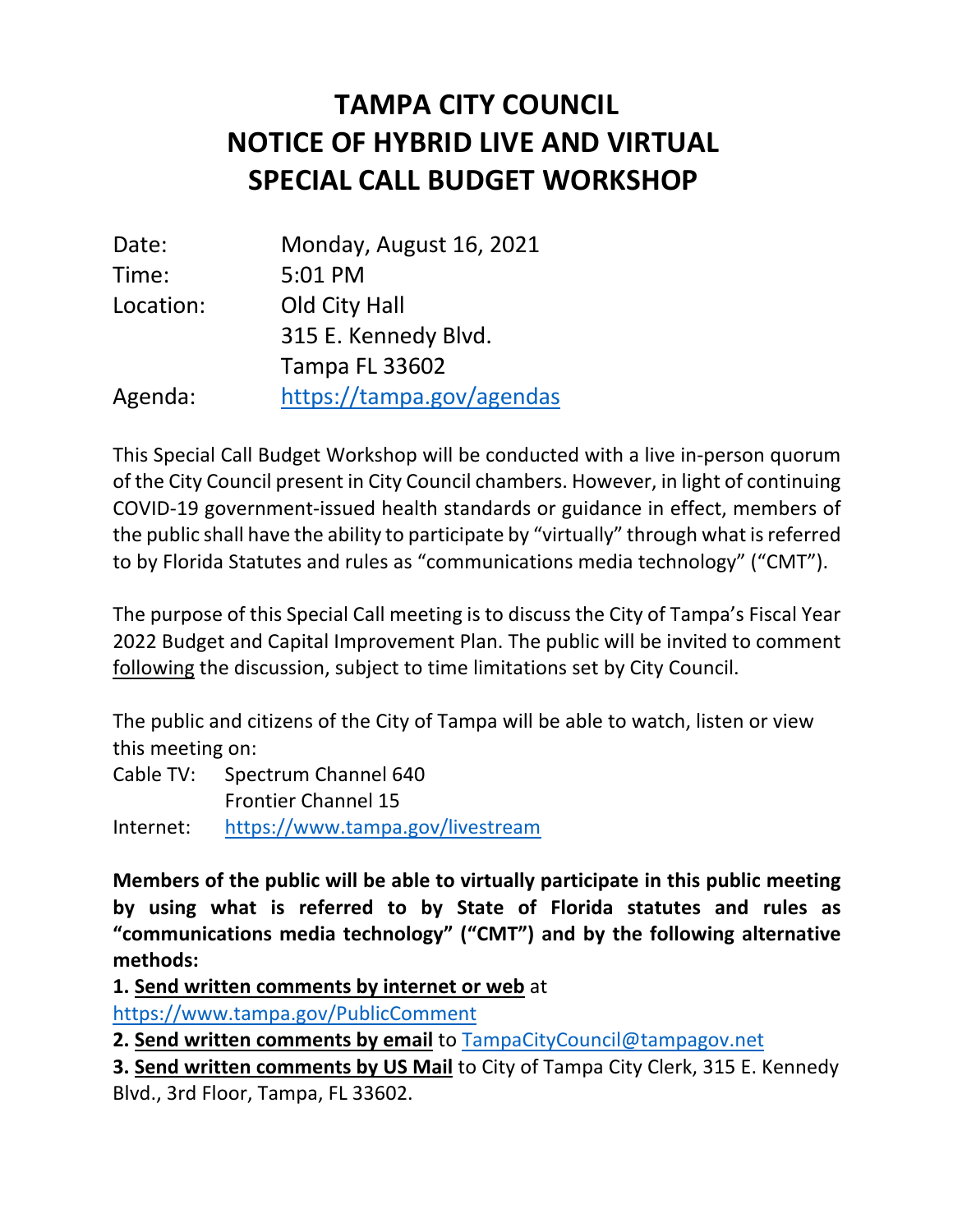# TAMPA CITY COUNCIL
# NOTICE OF HYBRID LIVE AND VIRTUAL SPECIAL CALL BUDGET WORKSHOP

| | |
|---|---|
| Date: | Monday, August 16, 2021 |
| Time: | 5:01 PM |
| Location: | Old City Hall<br>315 E. Kennedy Blvd.<br>Tampa FL 33602 |
| Agenda: | https://tampa.gov/agendas |

This Special Call Budget Workshop will be conducted with a live in-person quorum of the City Council present in City Council chambers. However, in light of continuing COVID-19 government-issued health standards or guidance in effect, members of the public shall have the ability to participate by "virtually" through what is referred to by Florida Statutes and rules as "communications media technology" ("CMT").

The purpose of this Special Call meeting is to discuss the City of Tampa's Fiscal Year 2022 Budget and Capital Improvement Plan. The public will be invited to comment <u>following</u> the discussion, subject to time limitations set by City Council.

The public and citizens of the City of Tampa will be able to watch, listen or view this meeting on:

| | |
|---|---|
| Cable TV: | Spectrum Channel 640<br>Frontier Channel 15 |
| Internet: | https://www.tampa.gov/livestream |

**Members of the public will be able to virtually participate in this public meeting by using what is referred to by State of Florida statutes and rules as "communications media technology" ("CMT") and by the following alternative methods:**

**1. <u>Send written comments by internet or web</u>** at https://www.tampa.gov/PublicComment

**2. <u>Send written comments by email</u>** to TampaCityCouncil@tampagov.net

**3. <u>Send written comments by US Mail</u>** to City of Tampa City Clerk, 315 E. Kennedy Blvd., 3rd Floor, Tampa, FL 33602.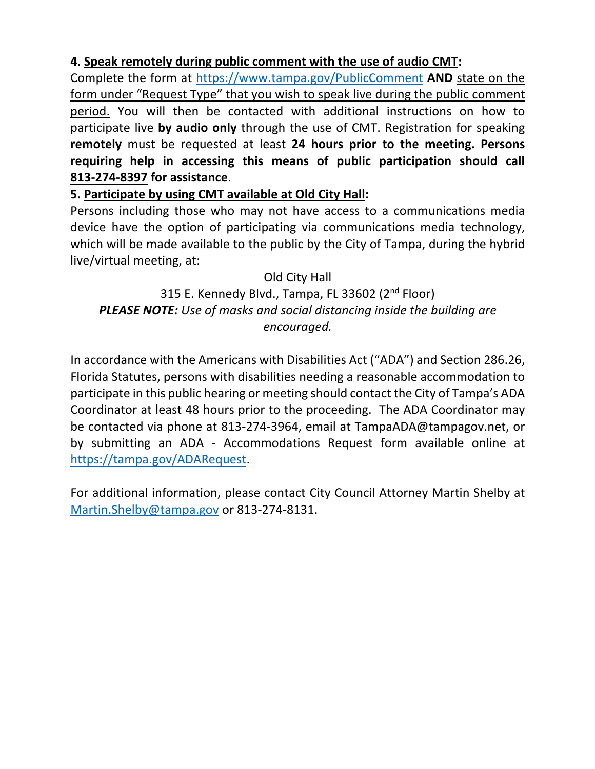**4. Speak remotely during public comment with the use of audio CMT:**
Complete the form at https://www.tampa.gov/PublicComment **AND** state on the form under "Request Type" that you wish to speak live during the public comment period. You will then be contacted with additional instructions on how to participate live **by audio only** through the use of CMT. Registration for speaking **remotely** must be requested at least **24 hours prior to the meeting. Persons requiring help in accessing this means of public participation should call 813-274-8397 for assistance**.

**5. Participate by using CMT available at Old City Hall:**
Persons including those who may not have access to a communications media device have the option of participating via communications media technology, which will be made available to the public by the City of Tampa, during the hybrid live/virtual meeting, at:

Old City Hall
315 E. Kennedy Blvd., Tampa, FL 33602 (2nd Floor)
***PLEASE NOTE:*** *Use of masks and social distancing inside the building are encouraged.*

In accordance with the Americans with Disabilities Act ("ADA") and Section 286.26, Florida Statutes, persons with disabilities needing a reasonable accommodation to participate in this public hearing or meeting should contact the City of Tampa's ADA Coordinator at least 48 hours prior to the proceeding. The ADA Coordinator may be contacted via phone at 813-274-3964, email at TampaADA@tampagov.net, or by submitting an ADA - Accommodations Request form available online at https://tampa.gov/ADARequest.

For additional information, please contact City Council Attorney Martin Shelby at Martin.Shelby@tampa.gov or 813-274-8131.